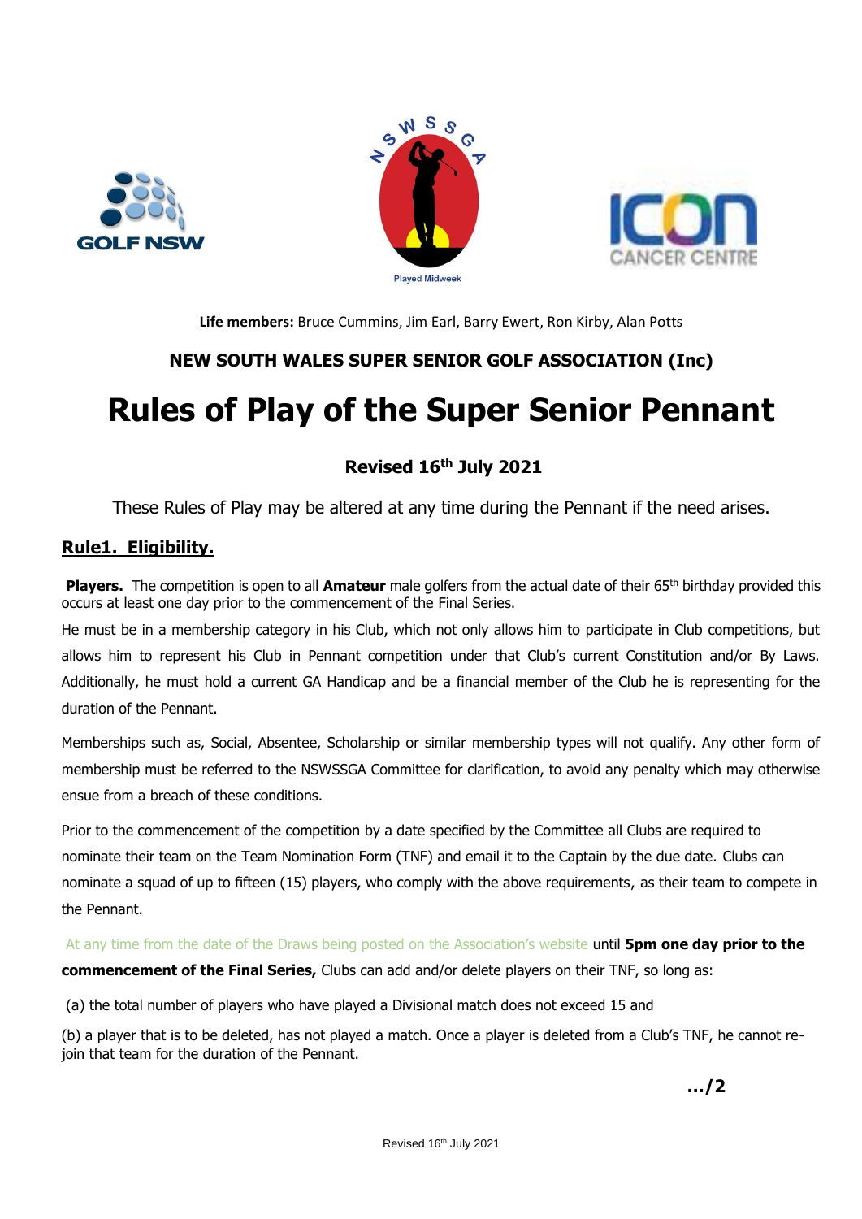**Life members:** Bruce Cummins, Jim Earl, Barry Ewert, Ron Kirby, Alan Potts

**NEW SOUTH WALES SUPER SENIOR GOLF ASSOCIATION (Inc)**

# Rules of Play of the Super Senior Pennant

**Revised 16th July 2021**

These Rules of Play may be altered at any time during the Pennant if the need arises.

## Rule1. Eligibility.

**Players.** The competition is open to all **Amateur** male golfers from the actual date of their 65th birthday provided this occurs at least one day prior to the commencement of the Final Series.

He must be in a membership category in his Club, which not only allows him to participate in Club competitions, but allows him to represent his Club in Pennant competition under that Club's current Constitution and/or By Laws. Additionally, he must hold a current GA Handicap and be a financial member of the Club he is representing for the duration of the Pennant.

Memberships such as, Social, Absentee, Scholarship or similar membership types will not qualify. Any other form of membership must be referred to the NSWSSGA Committee for clarification, to avoid any penalty which may otherwise ensue from a breach of these conditions.

Prior to the commencement of the competition by a date specified by the Committee all Clubs are required to nominate their team on the Team Nomination Form (TNF) and email it to the Captain by the due date. Clubs can nominate a squad of up to fifteen (15) players, who comply with the above requirements, as their team to compete in the Pennant.

At any time from the date of the Draws being posted on the Association's website until **5pm one day prior to the commencement of the Final Series,** Clubs can add and/or delete players on their TNF, so long as:

(a) the total number of players who have played a Divisional match does not exceed 15 and

(b) a player that is to be deleted, has not played a match. Once a player is deleted from a Club's TNF, he cannot re-join that team for the duration of the Pennant.

**.../2**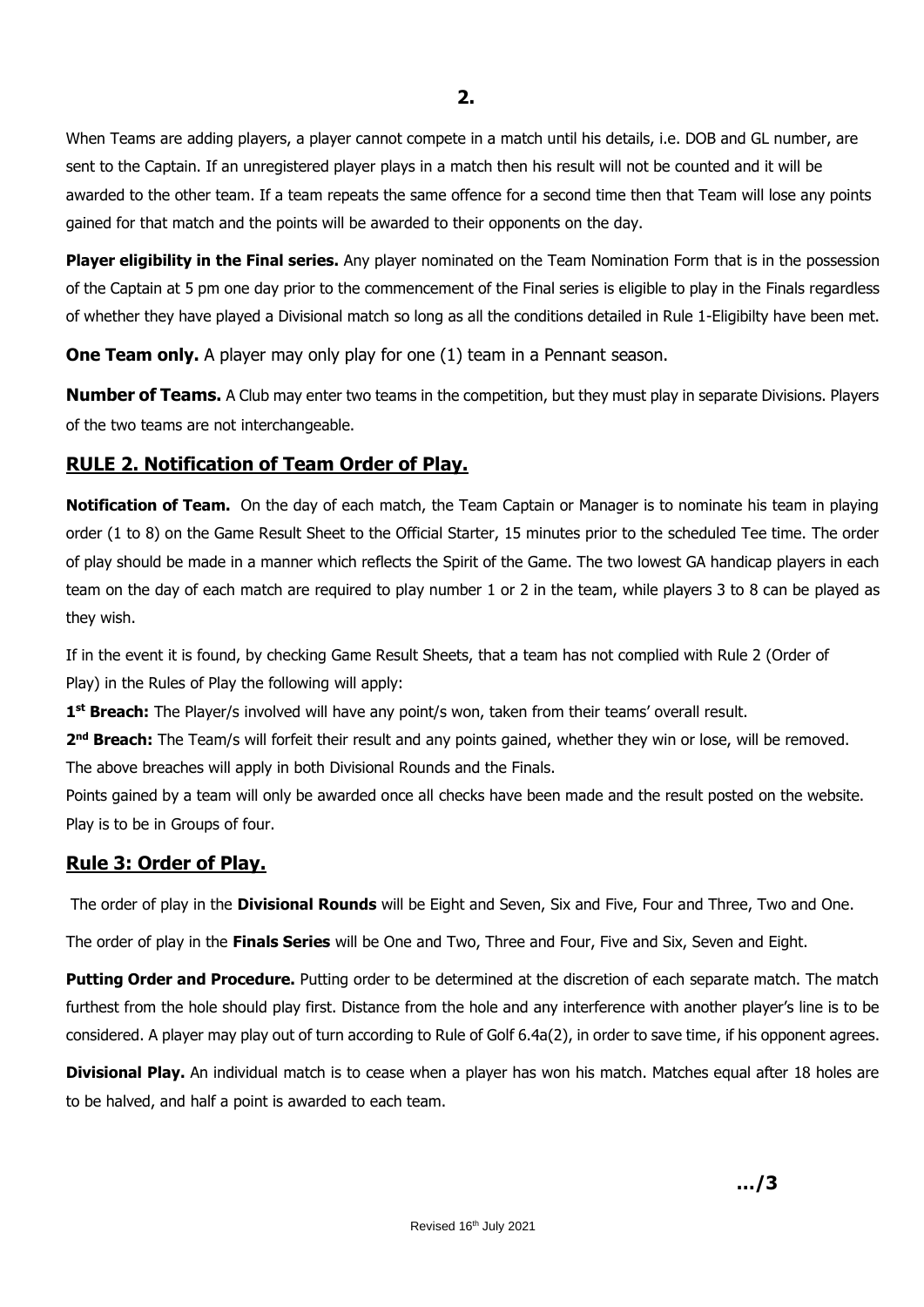When Teams are adding players, a player cannot compete in a match until his details, i.e. DOB and GL number, are sent to the Captain. If an unregistered player plays in a match then his result will not be counted and it will be awarded to the other team. If a team repeats the same offence for a second time then that Team will lose any points gained for that match and the points will be awarded to their opponents on the day.

**Player eligibility in the Final series.** Any player nominated on the Team Nomination Form that is in the possession of the Captain at 5 pm one day prior to the commencement of the Final series is eligible to play in the Finals regardless of whether they have played a Divisional match so long as all the conditions detailed in Rule 1-Eligibilty have been met.

**One Team only.** A player may only play for one (1) team in a Pennant season.

**Number of Teams.** A Club may enter two teams in the competition, but they must play in separate Divisions. Players of the two teams are not interchangeable.

## RULE 2. Notification of Team Order of Play.

**Notification of Team.** On the day of each match, the Team Captain or Manager is to nominate his team in playing order (1 to 8) on the Game Result Sheet to the Official Starter, 15 minutes prior to the scheduled Tee time. The order of play should be made in a manner which reflects the Spirit of the Game. The two lowest GA handicap players in each team on the day of each match are required to play number 1 or 2 in the team, while players 3 to 8 can be played as they wish.

If in the event it is found, by checking Game Result Sheets, that a team has not complied with Rule 2 (Order of Play) in the Rules of Play the following will apply:

**1st Breach:** The Player/s involved will have any point/s won, taken from their teams' overall result.

**2nd Breach:** The Team/s will forfeit their result and any points gained, whether they win or lose, will be removed.

The above breaches will apply in both Divisional Rounds and the Finals.

Points gained by a team will only be awarded once all checks have been made and the result posted on the website.

Play is to be in Groups of four.

## Rule 3: Order of Play.

The order of play in the **Divisional Rounds** will be Eight and Seven, Six and Five, Four and Three, Two and One.

The order of play in the **Finals Series** will be One and Two, Three and Four, Five and Six, Seven and Eight.

**Putting Order and Procedure.** Putting order to be determined at the discretion of each separate match. The match furthest from the hole should play first. Distance from the hole and any interference with another player's line is to be considered. A player may play out of turn according to Rule of Golf 6.4a(2), in order to save time, if his opponent agrees.

**Divisional Play.** An individual match is to cease when a player has won his match. Matches equal after 18 holes are to be halved, and half a point is awarded to each team.

.../3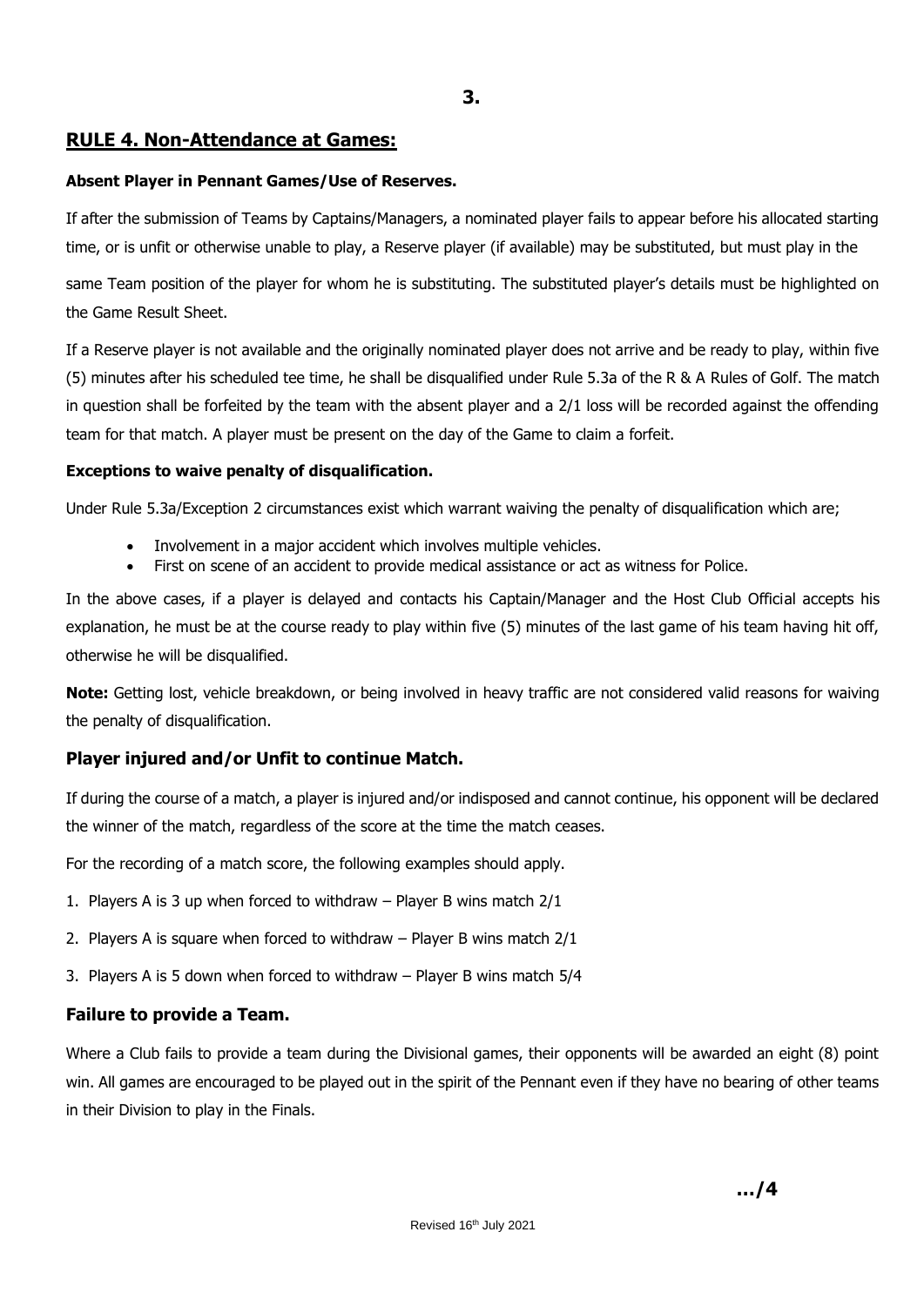## RULE 4. Non-Attendance at Games:

**Absent Player in Pennant Games/Use of Reserves.**

If after the submission of Teams by Captains/Managers, a nominated player fails to appear before his allocated starting time, or is unfit or otherwise unable to play, a Reserve player (if available) may be substituted, but must play in the same Team position of the player for whom he is substituting. The substituted player's details must be highlighted on the Game Result Sheet.

If a Reserve player is not available and the originally nominated player does not arrive and be ready to play, within five (5) minutes after his scheduled tee time, he shall be disqualified under Rule 5.3a of the R & A Rules of Golf. The match in question shall be forfeited by the team with the absent player and a 2/1 loss will be recorded against the offending team for that match. A player must be present on the day of the Game to claim a forfeit.

**Exceptions to waive penalty of disqualification.**

Under Rule 5.3a/Exception 2 circumstances exist which warrant waiving the penalty of disqualification which are;

- Involvement in a major accident which involves multiple vehicles.
- First on scene of an accident to provide medical assistance or act as witness for Police.

In the above cases, if a player is delayed and contacts his Captain/Manager and the Host Club Official accepts his explanation, he must be at the course ready to play within five (5) minutes of the last game of his team having hit off, otherwise he will be disqualified.

**Note:** Getting lost, vehicle breakdown, or being involved in heavy traffic are not considered valid reasons for waiving the penalty of disqualification.

### Player injured and/or Unfit to continue Match.

If during the course of a match, a player is injured and/or indisposed and cannot continue, his opponent will be declared the winner of the match, regardless of the score at the time the match ceases.

For the recording of a match score, the following examples should apply.

1. Players A is 3 up when forced to withdraw – Player B wins match 2/1
2. Players A is square when forced to withdraw – Player B wins match 2/1
3. Players A is 5 down when forced to withdraw – Player B wins match 5/4

### Failure to provide a Team.

Where a Club fails to provide a team during the Divisional games, their opponents will be awarded an eight (8) point win. All games are encouraged to be played out in the spirit of the Pennant even if they have no bearing of other teams in their Division to play in the Finals.

.../4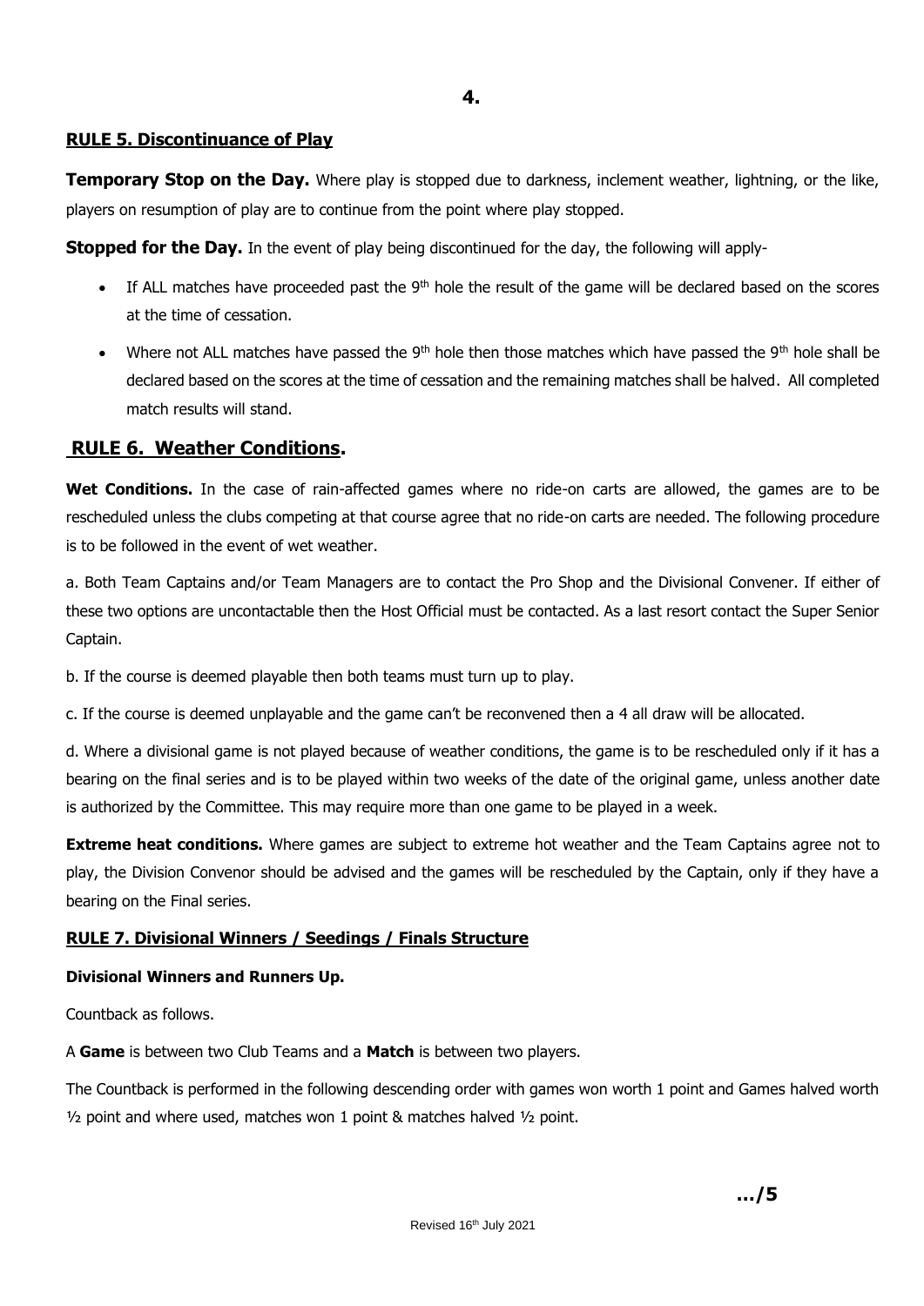## RULE 5. Discontinuance of Play

**Temporary Stop on the Day.** Where play is stopped due to darkness, inclement weather, lightning, or the like, players on resumption of play are to continue from the point where play stopped.

**Stopped for the Day.** In the event of play being discontinued for the day, the following will apply-

- If ALL matches have proceeded past the 9th hole the result of the game will be declared based on the scores at the time of cessation.
- Where not ALL matches have passed the 9th hole then those matches which have passed the 9th hole shall be declared based on the scores at the time of cessation and the remaining matches shall be halved. All completed match results will stand.

## RULE 6. Weather Conditions.

**Wet Conditions.** In the case of rain-affected games where no ride-on carts are allowed, the games are to be rescheduled unless the clubs competing at that course agree that no ride-on carts are needed. The following procedure is to be followed in the event of wet weather.

a. Both Team Captains and/or Team Managers are to contact the Pro Shop and the Divisional Convener. If either of these two options are uncontactable then the Host Official must be contacted. As a last resort contact the Super Senior Captain.

b. If the course is deemed playable then both teams must turn up to play.

c. If the course is deemed unplayable and the game can't be reconvened then a 4 all draw will be allocated.

d. Where a divisional game is not played because of weather conditions, the game is to be rescheduled only if it has a bearing on the final series and is to be played within two weeks of the date of the original game, unless another date is authorized by the Committee. This may require more than one game to be played in a week.

**Extreme heat conditions.** Where games are subject to extreme hot weather and the Team Captains agree not to play, the Division Convenor should be advised and the games will be rescheduled by the Captain, only if they have a bearing on the Final series.

## RULE 7. Divisional Winners / Seedings / Finals Structure

**Divisional Winners and Runners Up.**

Countback as follows.

A **Game** is between two Club Teams and a **Match** is between two players.

The Countback is performed in the following descending order with games won worth 1 point and Games halved worth ½ point and where used, matches won 1 point & matches halved ½ point.

…/5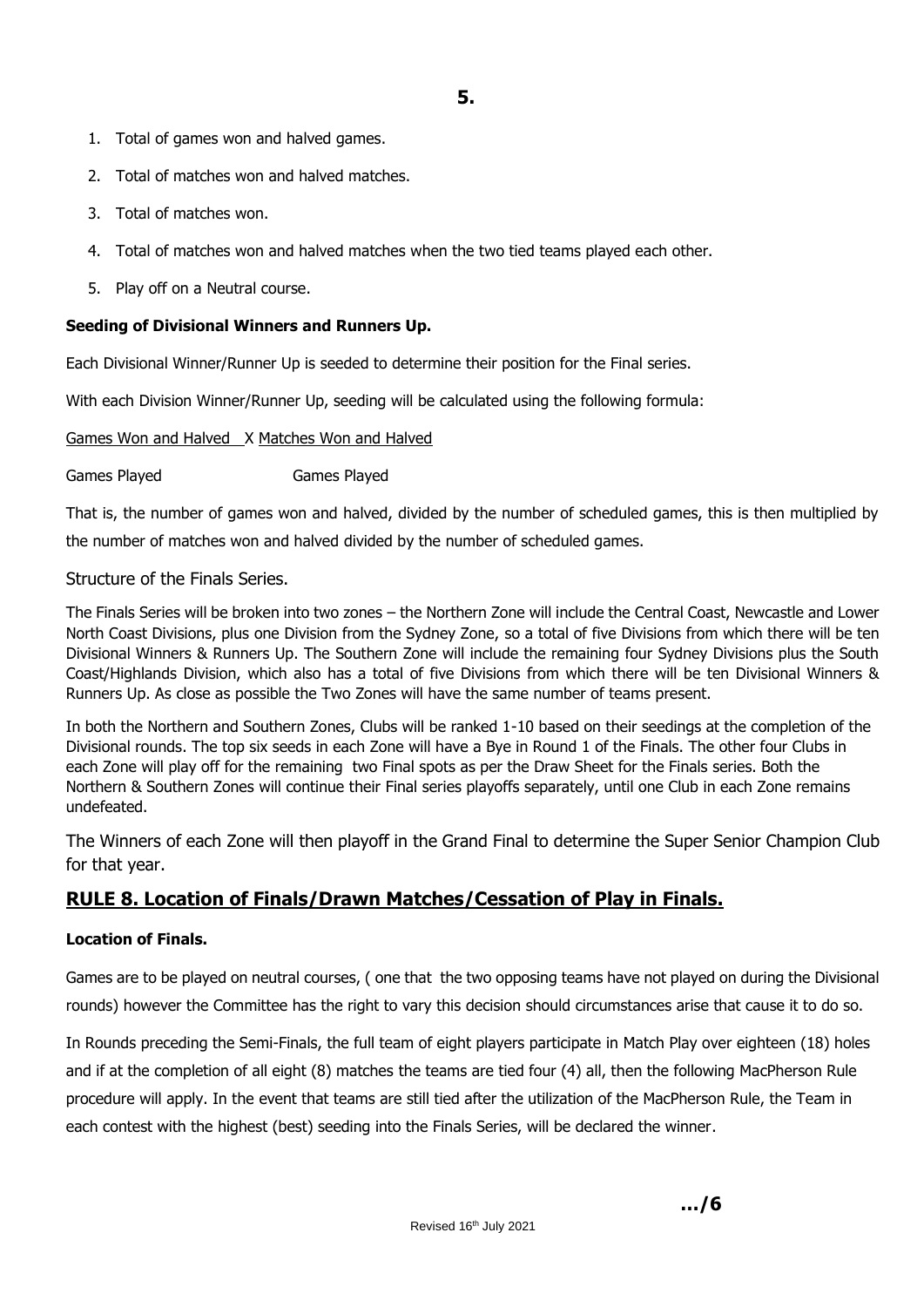1. Total of games won and halved games.
2. Total of matches won and halved matches.
3. Total of matches won.
4. Total of matches won and halved matches when the two tied teams played each other.
5. Play off on a Neutral course.

**Seeding of Divisional Winners and Runners Up.**

Each Divisional Winner/Runner Up is seeded to determine their position for the Final series.

With each Division Winner/Runner Up, seeding will be calculated using the following formula:

$$\frac{\text{Games Won and Halved}}{\text{Games Played}} \times \frac{\text{Matches Won and Halved}}{\text{Games Played}}$$

That is, the number of games won and halved, divided by the number of scheduled games, this is then multiplied by the number of matches won and halved divided by the number of scheduled games.

Structure of the Finals Series.

The Finals Series will be broken into two zones – the Northern Zone will include the Central Coast, Newcastle and Lower North Coast Divisions, plus one Division from the Sydney Zone, so a total of five Divisions from which there will be ten Divisional Winners & Runners Up. The Southern Zone will include the remaining four Sydney Divisions plus the South Coast/Highlands Division, which also has a total of five Divisions from which there will be ten Divisional Winners & Runners Up. As close as possible the Two Zones will have the same number of teams present.

In both the Northern and Southern Zones, Clubs will be ranked 1-10 based on their seedings at the completion of the Divisional rounds. The top six seeds in each Zone will have a Bye in Round 1 of the Finals. The other four Clubs in each Zone will play off for the remaining two Final spots as per the Draw Sheet for the Finals series. Both the Northern & Southern Zones will continue their Final series playoffs separately, until one Club in each Zone remains undefeated.

The Winners of each Zone will then playoff in the Grand Final to determine the Super Senior Champion Club for that year.

## RULE 8. Location of Finals/Drawn Matches/Cessation of Play in Finals.

**Location of Finals.**

Games are to be played on neutral courses, ( one that the two opposing teams have not played on during the Divisional rounds) however the Committee has the right to vary this decision should circumstances arise that cause it to do so.

In Rounds preceding the Semi-Finals, the full team of eight players participate in Match Play over eighteen (18) holes and if at the completion of all eight (8) matches the teams are tied four (4) all, then the following MacPherson Rule procedure will apply. In the event that teams are still tied after the utilization of the MacPherson Rule, the Team in each contest with the highest (best) seeding into the Finals Series, will be declared the winner.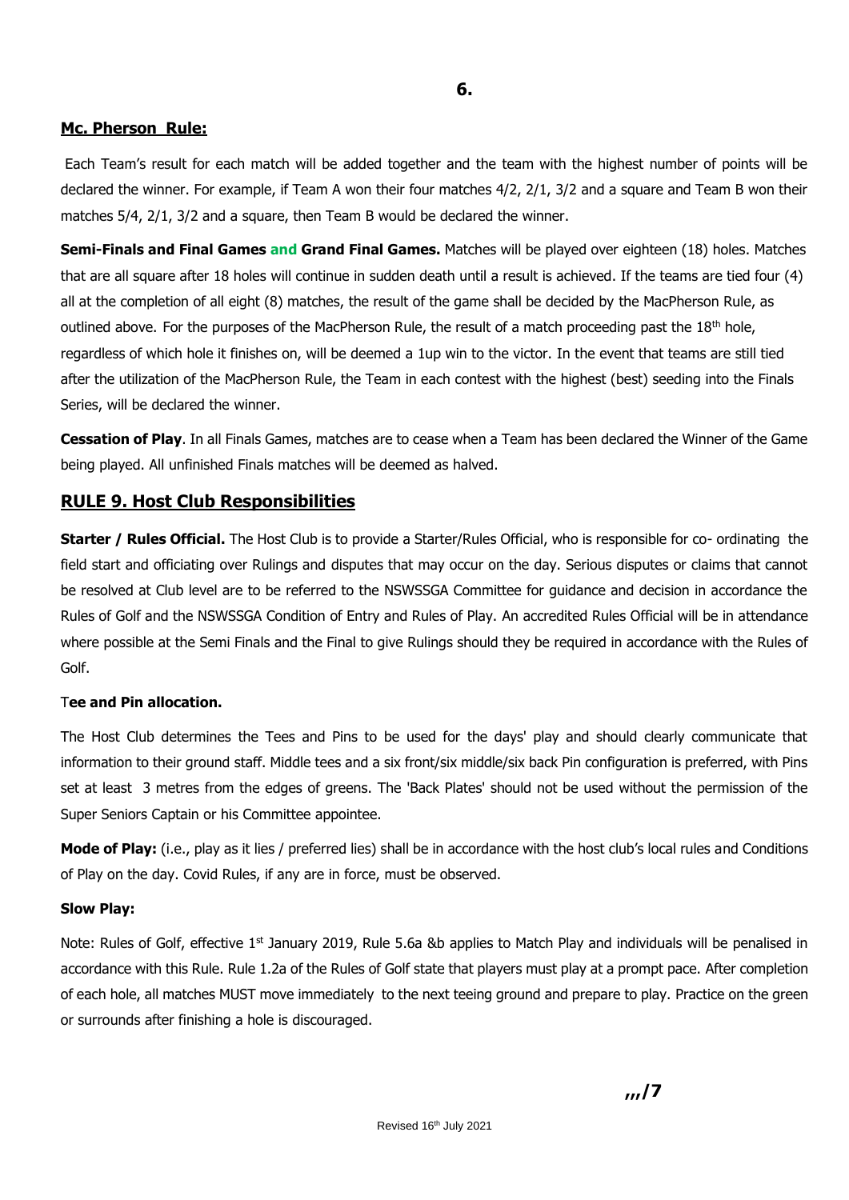## Mc. Pherson Rule:

Each Team's result for each match will be added together and the team with the highest number of points will be declared the winner. For example, if Team A won their four matches 4/2, 2/1, 3/2 and a square and Team B won their matches 5/4, 2/1, 3/2 and a square, then Team B would be declared the winner.

**Semi-Finals and Final Games and Grand Final Games.** Matches will be played over eighteen (18) holes. Matches that are all square after 18 holes will continue in sudden death until a result is achieved. If the teams are tied four (4) all at the completion of all eight (8) matches, the result of the game shall be decided by the MacPherson Rule, as outlined above. For the purposes of the MacPherson Rule, the result of a match proceeding past the 18th hole, regardless of which hole it finishes on, will be deemed a 1up win to the victor. In the event that teams are still tied after the utilization of the MacPherson Rule, the Team in each contest with the highest (best) seeding into the Finals Series, will be declared the winner.

**Cessation of Play**. In all Finals Games, matches are to cease when a Team has been declared the Winner of the Game being played. All unfinished Finals matches will be deemed as halved.

## RULE 9. Host Club Responsibilities

**Starter / Rules Official.** The Host Club is to provide a Starter/Rules Official, who is responsible for co- ordinating the field start and officiating over Rulings and disputes that may occur on the day. Serious disputes or claims that cannot be resolved at Club level are to be referred to the NSWSSGA Committee for guidance and decision in accordance the Rules of Golf and the NSWSSGA Condition of Entry and Rules of Play. An accredited Rules Official will be in attendance where possible at the Semi Finals and the Final to give Rulings should they be required in accordance with the Rules of Golf.

**Tee and Pin allocation.**

The Host Club determines the Tees and Pins to be used for the days' play and should clearly communicate that information to their ground staff. Middle tees and a six front/six middle/six back Pin configuration is preferred, with Pins set at least 3 metres from the edges of greens. The 'Back Plates' should not be used without the permission of the Super Seniors Captain or his Committee appointee.

**Mode of Play:** (i.e., play as it lies / preferred lies) shall be in accordance with the host club's local rules and Conditions of Play on the day. Covid Rules, if any are in force, must be observed.

**Slow Play:**

Note: Rules of Golf, effective 1st January 2019, Rule 5.6a &b applies to Match Play and individuals will be penalised in accordance with this Rule. Rule 1.2a of the Rules of Golf state that players must play at a prompt pace. After completion of each hole, all matches MUST move immediately to the next teeing ground and prepare to play. Practice on the green or surrounds after finishing a hole is discouraged.

,,,/7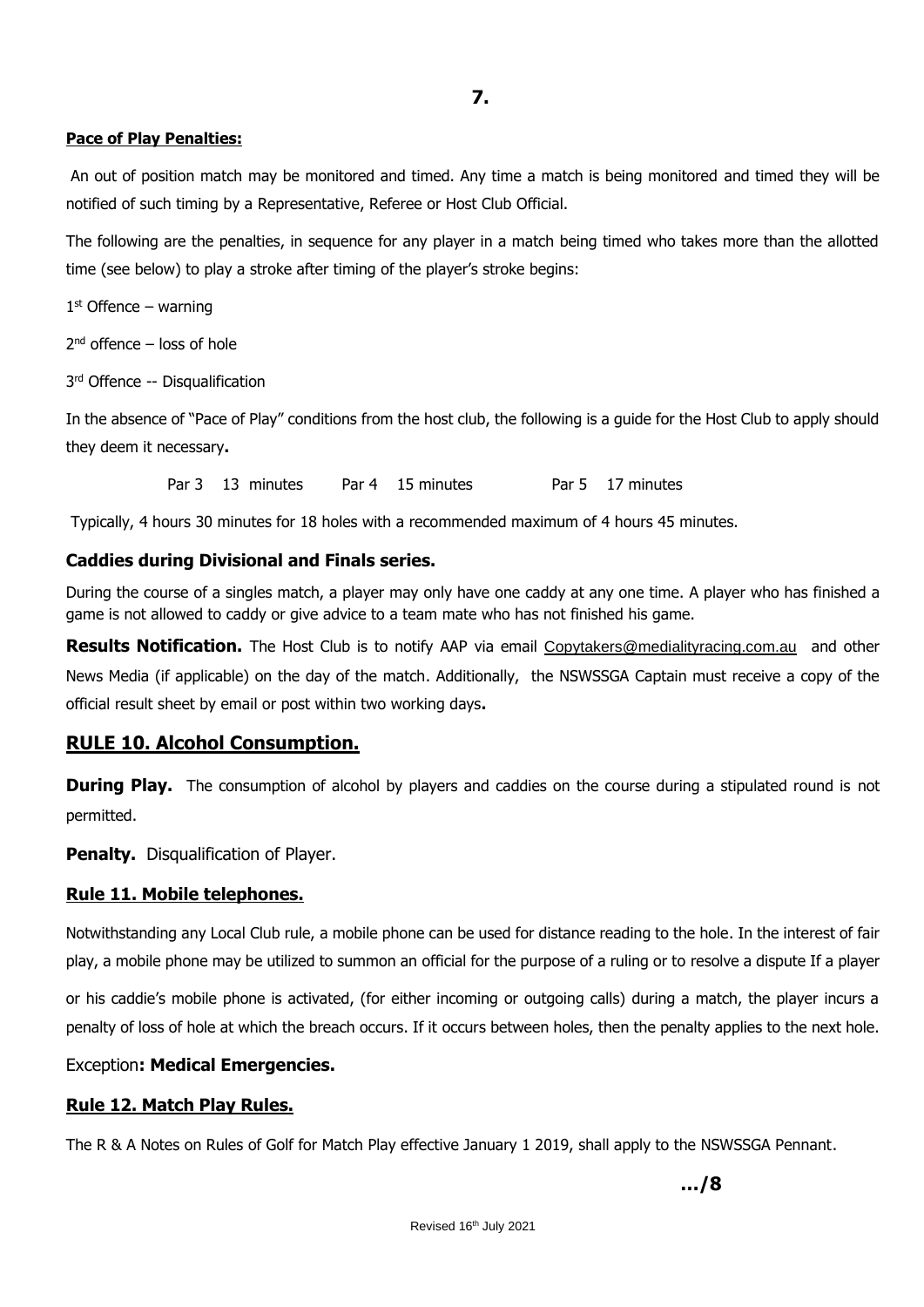**Pace of Play Penalties:**

An out of position match may be monitored and timed. Any time a match is being monitored and timed they will be notified of such timing by a Representative, Referee or Host Club Official.

The following are the penalties, in sequence for any player in a match being timed who takes more than the allotted time (see below) to play a stroke after timing of the player's stroke begins:

1st Offence – warning

2nd offence – loss of hole

3rd Offence -- Disqualification

In the absence of "Pace of Play" conditions from the host club, the following is a guide for the Host Club to apply should they deem it necessary**.**

Par 3 13 minutes Par 4 15 minutes Par 5 17 minutes

Typically, 4 hours 30 minutes for 18 holes with a recommended maximum of 4 hours 45 minutes.

### Caddies during Divisional and Finals series.

During the course of a singles match, a player may only have one caddy at any one time. A player who has finished a game is not allowed to caddy or give advice to a team mate who has not finished his game.

**Results Notification.** The Host Club is to notify AAP via email Copytakers@medialityracing.com.au and other News Media (if applicable) on the day of the match. Additionally, the NSWSSGA Captain must receive a copy of the official result sheet by email or post within two working days**.**

## RULE 10. Alcohol Consumption.

**During Play.** The consumption of alcohol by players and caddies on the course during a stipulated round is not permitted.

**Penalty.** Disqualification of Player.

### Rule 11. Mobile telephones.

Notwithstanding any Local Club rule, a mobile phone can be used for distance reading to the hole. In the interest of fair play, a mobile phone may be utilized to summon an official for the purpose of a ruling or to resolve a dispute If a player or his caddie's mobile phone is activated, (for either incoming or outgoing calls) during a match, the player incurs a penalty of loss of hole at which the breach occurs. If it occurs between holes, then the penalty applies to the next hole.

Exception**: Medical Emergencies.**

### Rule 12. Match Play Rules.

The R & A Notes on Rules of Golf for Match Play effective January 1 2019, shall apply to the NSWSSGA Pennant.

**.../8**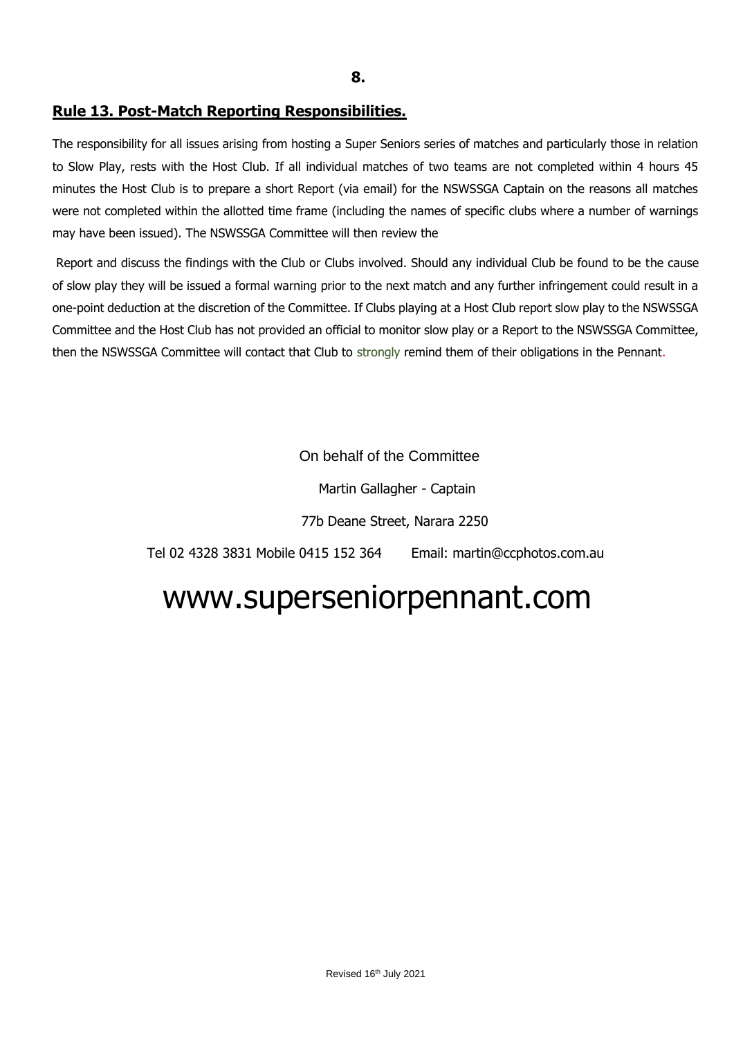## Rule 13. Post-Match Reporting Responsibilities.

The responsibility for all issues arising from hosting a Super Seniors series of matches and particularly those in relation to Slow Play, rests with the Host Club. If all individual matches of two teams are not completed within 4 hours 45 minutes the Host Club is to prepare a short Report (via email) for the NSWSSGA Captain on the reasons all matches were not completed within the allotted time frame (including the names of specific clubs where a number of warnings may have been issued). The NSWSSGA Committee will then review the

Report and discuss the findings with the Club or Clubs involved. Should any individual Club be found to be the cause of slow play they will be issued a formal warning prior to the next match and any further infringement could result in a one-point deduction at the discretion of the Committee. If Clubs playing at a Host Club report slow play to the NSWSSGA Committee and the Host Club has not provided an official to monitor slow play or a Report to the NSWSSGA Committee, then the NSWSSGA Committee will contact that Club to strongly remind them of their obligations in the Pennant.

On behalf of the Committee

Martin Gallagher - Captain

77b Deane Street, Narara 2250

Tel 02 4328 3831 Mobile 0415 152 364 Email: martin@ccphotos.com.au

# www.superseniorpennant.com

Revised 16th July 2021